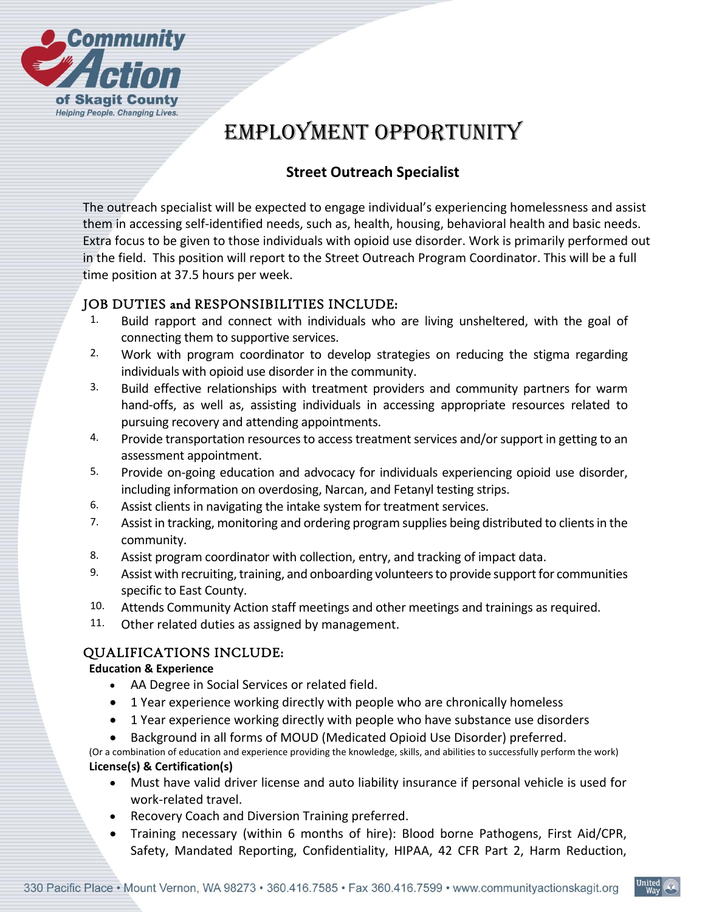# EMPLOYMENT OPPORTUNITY

## Street Outreach Specialist

The outreach specialist will be expected to engage individual's experiencing homelessness and assist them in accessing self-identified needs, such as, health, housing, behavioral health and basic needs. Extra focus to be given to those individuals with opioid use disorder. Work is primarily performed out in the field. This position will report to the Street Outreach Program Coordinator. This will be a full time position at 37.5 hours per week.

### JOB DUTIES and RESPONSIBILITIES INCLUDE:

1. Build rapport and connect with individuals who are living unsheltered, with the goal of connecting them to supportive services.
2. Work with program coordinator to develop strategies on reducing the stigma regarding individuals with opioid use disorder in the community.
3. Build effective relationships with treatment providers and community partners for warm hand-offs, as well as, assisting individuals in accessing appropriate resources related to pursuing recovery and attending appointments.
4. Provide transportation resources to access treatment services and/or support in getting to an assessment appointment.
5. Provide on-going education and advocacy for individuals experiencing opioid use disorder, including information on overdosing, Narcan, and Fetanyl testing strips.
6. Assist clients in navigating the intake system for treatment services.
7. Assist in tracking, monitoring and ordering program supplies being distributed to clients in the community.
8. Assist program coordinator with collection, entry, and tracking of impact data.
9. Assist with recruiting, training, and onboarding volunteers to provide support for communities specific to East County.
10. Attends Community Action staff meetings and other meetings and trainings as required.
11. Other related duties as assigned by management.

### QUALIFICATIONS INCLUDE:

**Education & Experience**

- AA Degree in Social Services or related field.
- 1 Year experience working directly with people who are chronically homeless
- 1 Year experience working directly with people who have substance use disorders
- Background in all forms of MOUD (Medicated Opioid Use Disorder) preferred.

(Or a combination of education and experience providing the knowledge, skills, and abilities to successfully perform the work)

**License(s) & Certification(s)**

- Must have valid driver license and auto liability insurance if personal vehicle is used for work-related travel.
- Recovery Coach and Diversion Training preferred.
- Training necessary (within 6 months of hire): Blood borne Pathogens, First Aid/CPR, Safety, Mandated Reporting, Confidentiality, HIPAA, 42 CFR Part 2, Harm Reduction,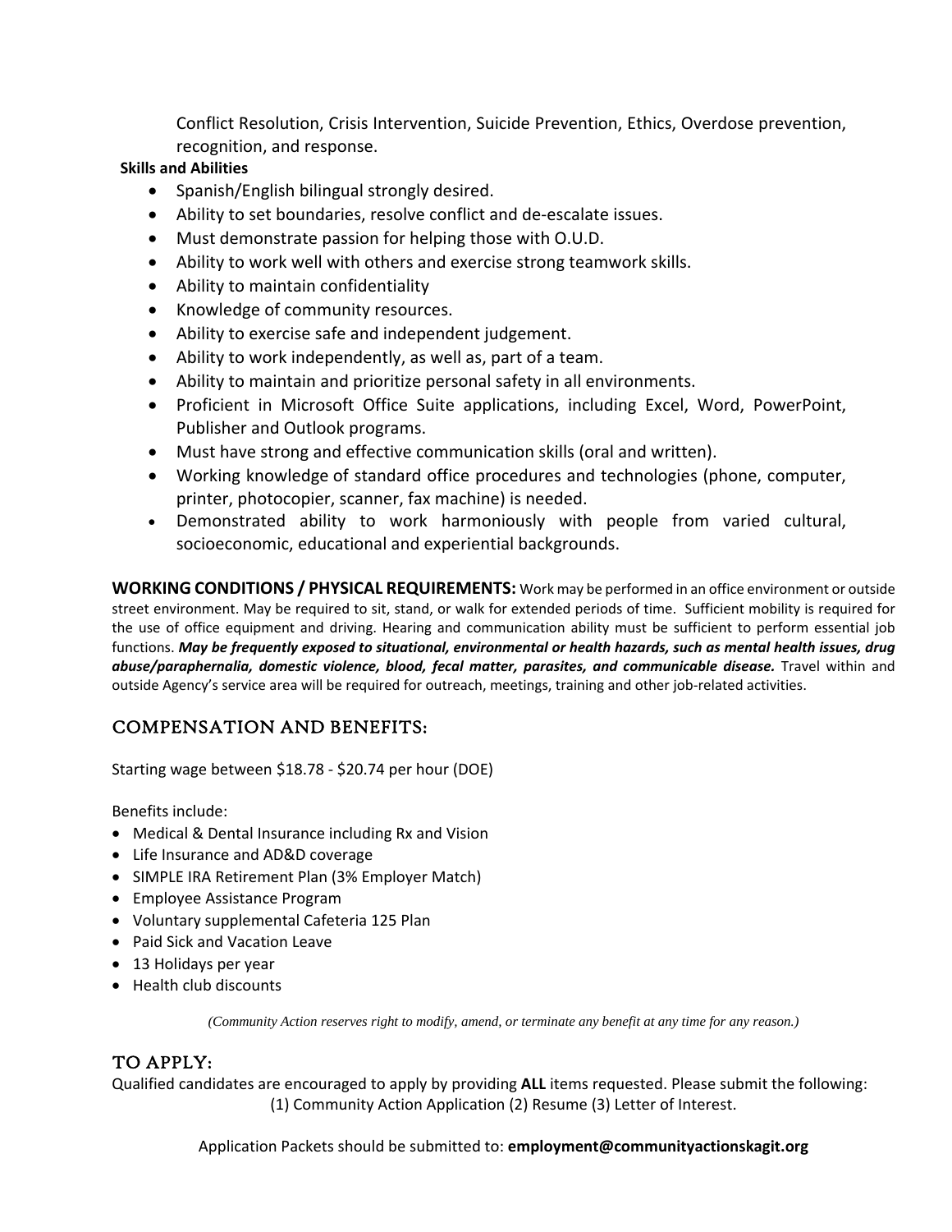Conflict Resolution, Crisis Intervention, Suicide Prevention, Ethics, Overdose prevention, recognition, and response.

**Skills and Abilities**

- Spanish/English bilingual strongly desired.
- Ability to set boundaries, resolve conflict and de-escalate issues.
- Must demonstrate passion for helping those with O.U.D.
- Ability to work well with others and exercise strong teamwork skills.
- Ability to maintain confidentiality
- Knowledge of community resources.
- Ability to exercise safe and independent judgement.
- Ability to work independently, as well as, part of a team.
- Ability to maintain and prioritize personal safety in all environments.
- Proficient in Microsoft Office Suite applications, including Excel, Word, PowerPoint, Publisher and Outlook programs.
- Must have strong and effective communication skills (oral and written).
- Working knowledge of standard office procedures and technologies (phone, computer, printer, photocopier, scanner, fax machine) is needed.
- Demonstrated ability to work harmoniously with people from varied cultural, socioeconomic, educational and experiential backgrounds.

**WORKING CONDITIONS / PHYSICAL REQUIREMENTS:** Work may be performed in an office environment or outside street environment. May be required to sit, stand, or walk for extended periods of time. Sufficient mobility is required for the use of office equipment and driving. Hearing and communication ability must be sufficient to perform essential job functions. ***May be frequently exposed to situational, environmental or health hazards, such as mental health issues, drug abuse/paraphernalia, domestic violence, blood, fecal matter, parasites, and communicable disease.*** Travel within and outside Agency's service area will be required for outreach, meetings, training and other job-related activities.

## COMPENSATION AND BENEFITS:

Starting wage between $18.78 - $20.74 per hour (DOE)

Benefits include:

- Medical & Dental Insurance including Rx and Vision
- Life Insurance and AD&D coverage
- SIMPLE IRA Retirement Plan (3% Employer Match)
- Employee Assistance Program
- Voluntary supplemental Cafeteria 125 Plan
- Paid Sick and Vacation Leave
- 13 Holidays per year
- Health club discounts

*(Community Action reserves right to modify, amend, or terminate any benefit at any time for any reason.)*

## TO APPLY:

Qualified candidates are encouraged to apply by providing **ALL** items requested. Please submit the following: (1) Community Action Application (2) Resume (3) Letter of Interest.

Application Packets should be submitted to: **employment@communityactionskagit.org**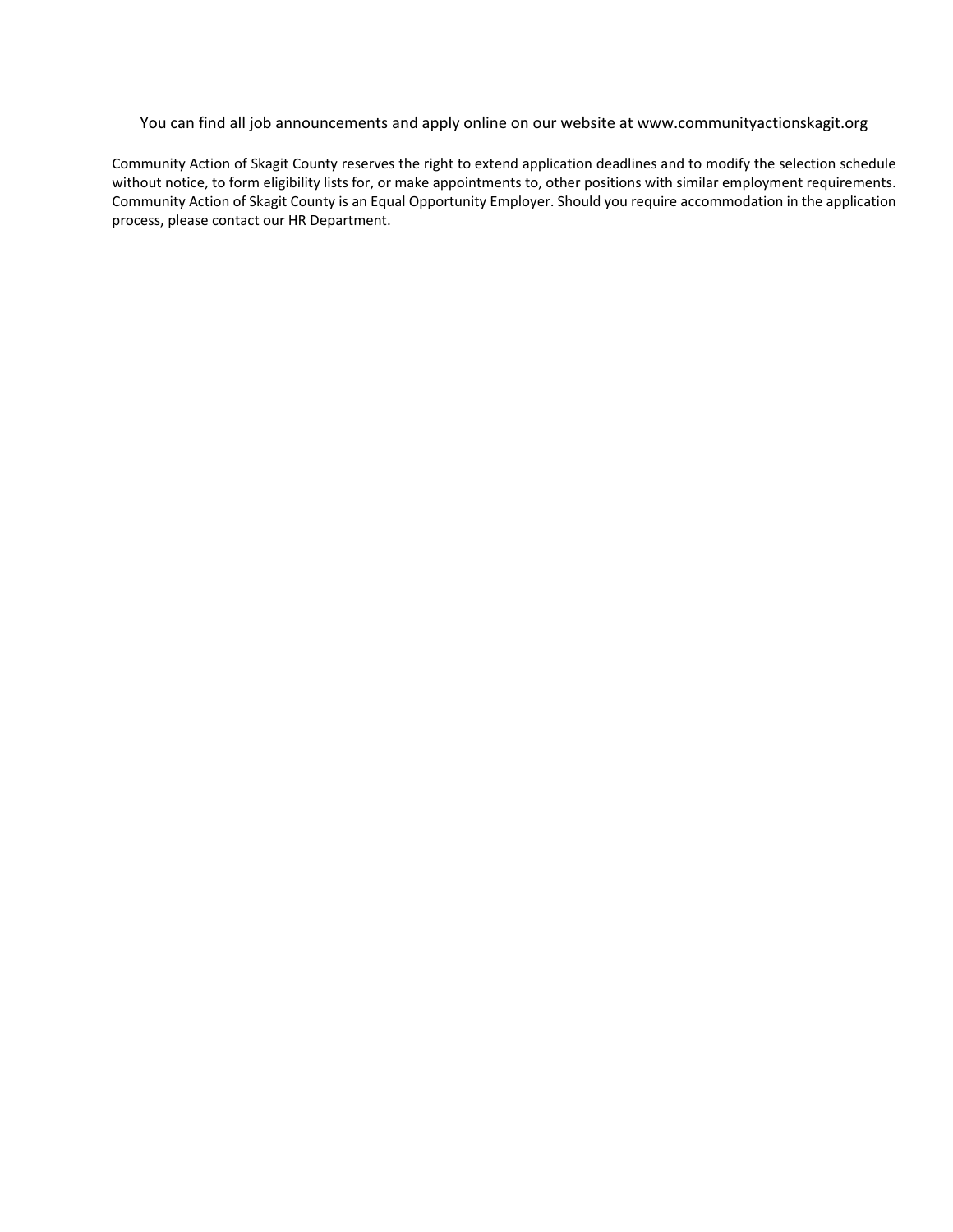You can find all job announcements and apply online on our website at www.communityactionskagit.org

Community Action of Skagit County reserves the right to extend application deadlines and to modify the selection schedule without notice, to form eligibility lists for, or make appointments to, other positions with similar employment requirements. Community Action of Skagit County is an Equal Opportunity Employer. Should you require accommodation in the application process, please contact our HR Department.

---